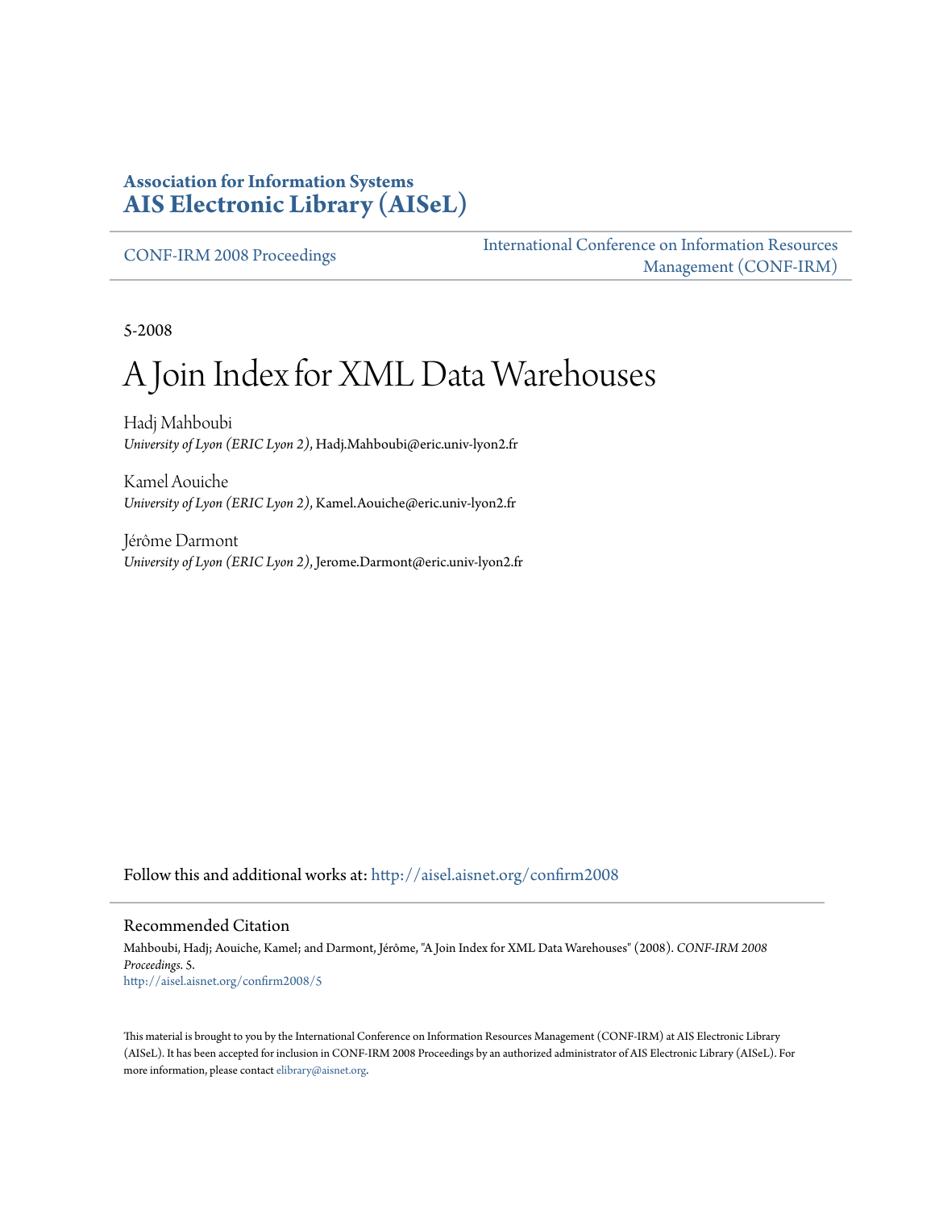**Association for Information Systems**
**AIS Electronic Library (AISeL)**

CONF-IRM 2008 Proceedings

International Conference on Information Resources Management (CONF-IRM)

5-2008

# A Join Index for XML Data Warehouses

Hadj Mahboubi
*University of Lyon (ERIC Lyon 2)*, Hadj.Mahboubi@eric.univ-lyon2.fr

Kamel Aouiche
*University of Lyon (ERIC Lyon 2)*, Kamel.Aouiche@eric.univ-lyon2.fr

Jérôme Darmont
*University of Lyon (ERIC Lyon 2)*, Jerome.Darmont@eric.univ-lyon2.fr

Follow this and additional works at: http://aisel.aisnet.org/confirm2008

## Recommended Citation

Mahboubi, Hadj; Aouiche, Kamel; and Darmont, Jérôme, "A Join Index for XML Data Warehouses" (2008). *CONF-IRM 2008 Proceedings*. 5.
http://aisel.aisnet.org/confirm2008/5

This material is brought to you by the International Conference on Information Resources Management (CONF-IRM) at AIS Electronic Library (AISeL). It has been accepted for inclusion in CONF-IRM 2008 Proceedings by an authorized administrator of AIS Electronic Library (AISeL). For more information, please contact elibrary@aisnet.org.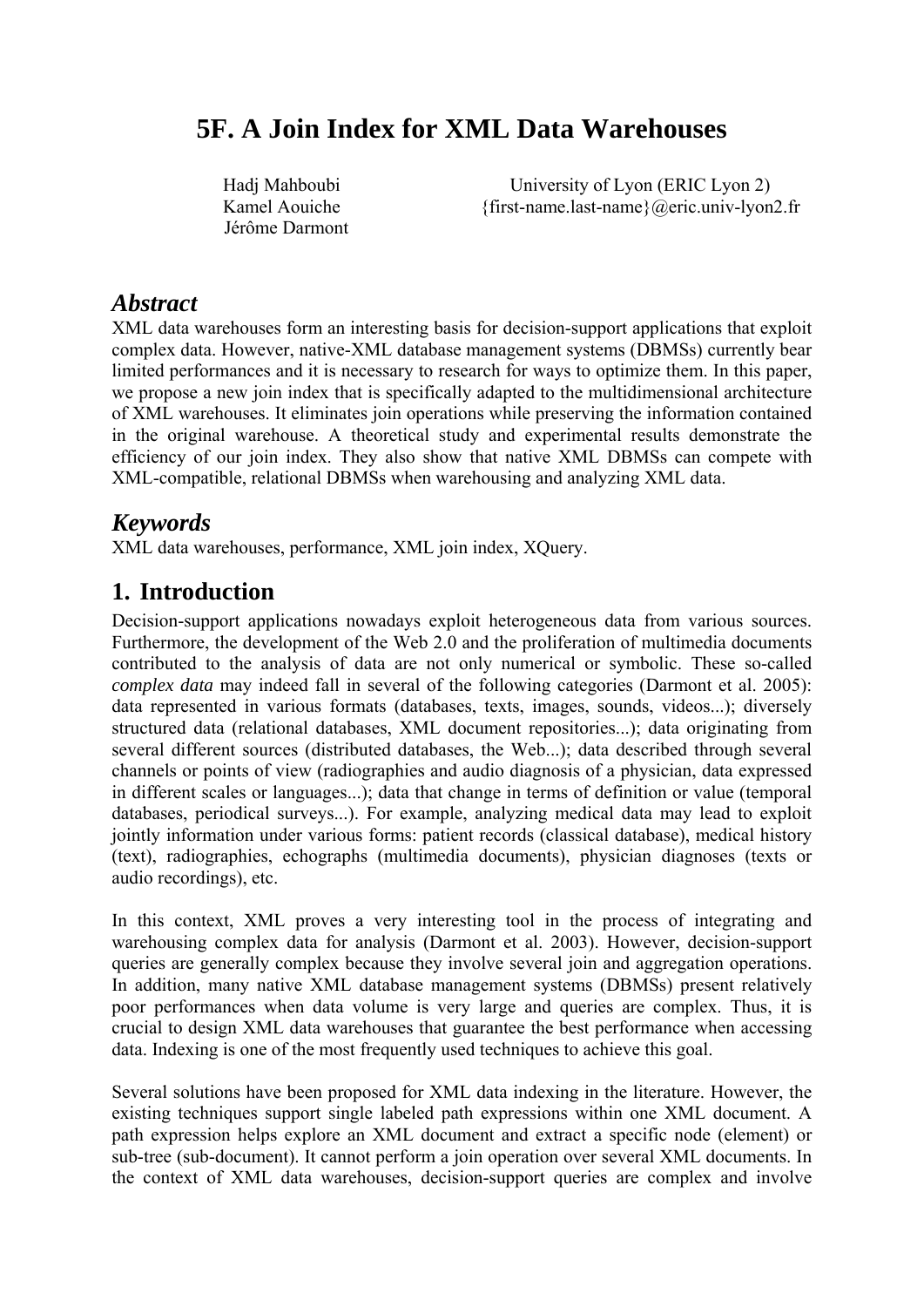# 5F. A Join Index for XML Data Warehouses

Hadj Mahboubi
Kamel Aouiche
Jérôme Darmont

University of Lyon (ERIC Lyon 2)
{first-name.last-name}@eric.univ-lyon2.fr

## *Abstract*

XML data warehouses form an interesting basis for decision-support applications that exploit complex data. However, native-XML database management systems (DBMSs) currently bear limited performances and it is necessary to research for ways to optimize them. In this paper, we propose a new join index that is specifically adapted to the multidimensional architecture of XML warehouses. It eliminates join operations while preserving the information contained in the original warehouse. A theoretical study and experimental results demonstrate the efficiency of our join index. They also show that native XML DBMSs can compete with XML-compatible, relational DBMSs when warehousing and analyzing XML data.

## *Keywords*

XML data warehouses, performance, XML join index, XQuery.

## 1. Introduction

Decision-support applications nowadays exploit heterogeneous data from various sources. Furthermore, the development of the Web 2.0 and the proliferation of multimedia documents contributed to the analysis of data are not only numerical or symbolic. These so-called *complex data* may indeed fall in several of the following categories (Darmont et al. 2005): data represented in various formats (databases, texts, images, sounds, videos...); diversely structured data (relational databases, XML document repositories...); data originating from several different sources (distributed databases, the Web...); data described through several channels or points of view (radiographies and audio diagnosis of a physician, data expressed in different scales or languages...); data that change in terms of definition or value (temporal databases, periodical surveys...). For example, analyzing medical data may lead to exploit jointly information under various forms: patient records (classical database), medical history (text), radiographies, echographs (multimedia documents), physician diagnoses (texts or audio recordings), etc.

In this context, XML proves a very interesting tool in the process of integrating and warehousing complex data for analysis (Darmont et al. 2003). However, decision-support queries are generally complex because they involve several join and aggregation operations. In addition, many native XML database management systems (DBMSs) present relatively poor performances when data volume is very large and queries are complex. Thus, it is crucial to design XML data warehouses that guarantee the best performance when accessing data. Indexing is one of the most frequently used techniques to achieve this goal.

Several solutions have been proposed for XML data indexing in the literature. However, the existing techniques support single labeled path expressions within one XML document. A path expression helps explore an XML document and extract a specific node (element) or sub-tree (sub-document). It cannot perform a join operation over several XML documents. In the context of XML data warehouses, decision-support queries are complex and involve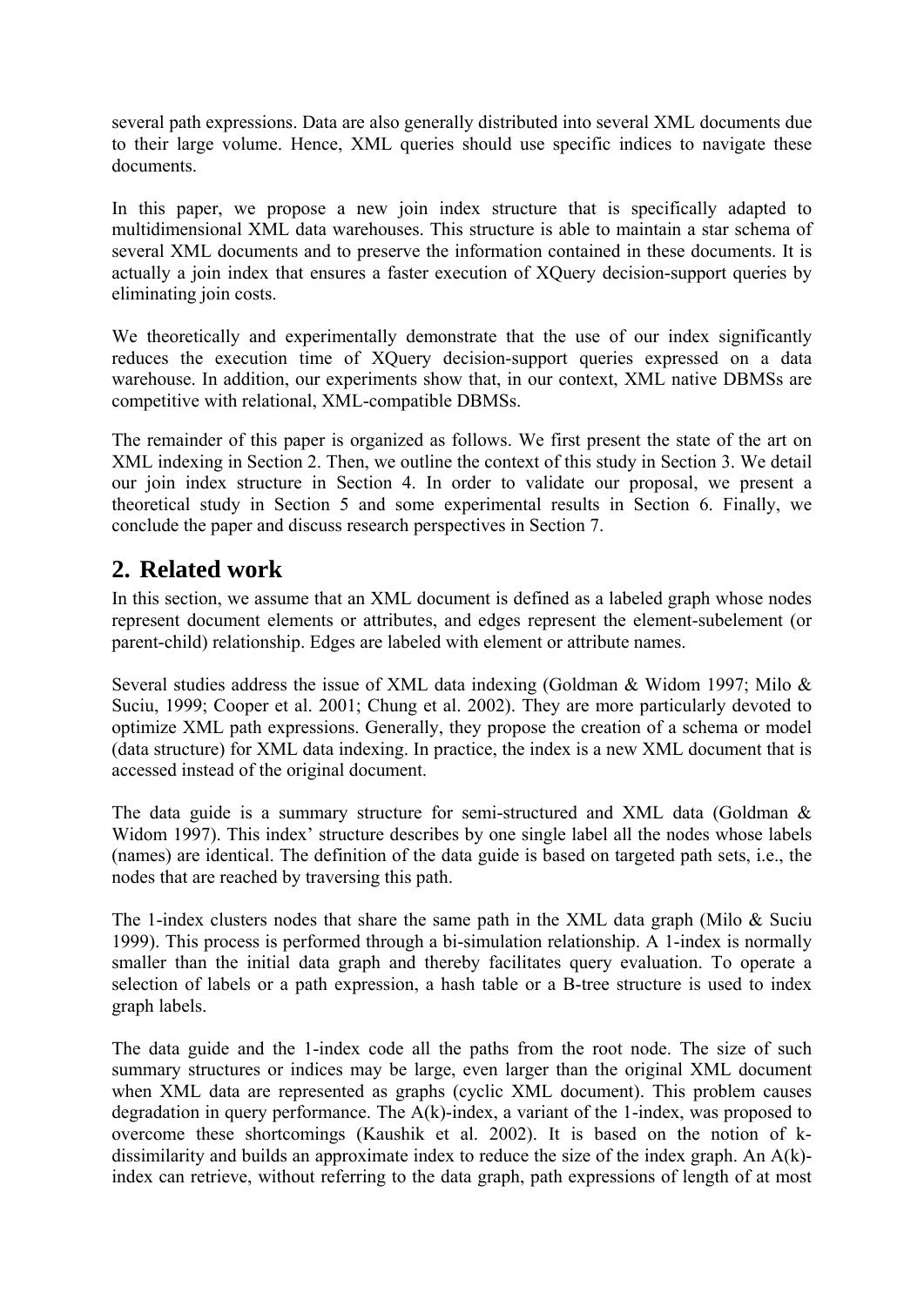several path expressions. Data are also generally distributed into several XML documents due to their large volume. Hence, XML queries should use specific indices to navigate these documents.

In this paper, we propose a new join index structure that is specifically adapted to multidimensional XML data warehouses. This structure is able to maintain a star schema of several XML documents and to preserve the information contained in these documents. It is actually a join index that ensures a faster execution of XQuery decision-support queries by eliminating join costs.

We theoretically and experimentally demonstrate that the use of our index significantly reduces the execution time of XQuery decision-support queries expressed on a data warehouse. In addition, our experiments show that, in our context, XML native DBMSs are competitive with relational, XML-compatible DBMSs.

The remainder of this paper is organized as follows. We first present the state of the art on XML indexing in Section 2. Then, we outline the context of this study in Section 3. We detail our join index structure in Section 4. In order to validate our proposal, we present a theoretical study in Section 5 and some experimental results in Section 6. Finally, we conclude the paper and discuss research perspectives in Section 7.

## 2. Related work

In this section, we assume that an XML document is defined as a labeled graph whose nodes represent document elements or attributes, and edges represent the element-subelement (or parent-child) relationship. Edges are labeled with element or attribute names.

Several studies address the issue of XML data indexing (Goldman & Widom 1997; Milo & Suciu, 1999; Cooper et al. 2001; Chung et al. 2002). They are more particularly devoted to optimize XML path expressions. Generally, they propose the creation of a schema or model (data structure) for XML data indexing. In practice, the index is a new XML document that is accessed instead of the original document.

The data guide is a summary structure for semi-structured and XML data (Goldman & Widom 1997). This index' structure describes by one single label all the nodes whose labels (names) are identical. The definition of the data guide is based on targeted path sets, i.e., the nodes that are reached by traversing this path.

The 1-index clusters nodes that share the same path in the XML data graph (Milo & Suciu 1999). This process is performed through a bi-simulation relationship. A 1-index is normally smaller than the initial data graph and thereby facilitates query evaluation. To operate a selection of labels or a path expression, a hash table or a B-tree structure is used to index graph labels.

The data guide and the 1-index code all the paths from the root node. The size of such summary structures or indices may be large, even larger than the original XML document when XML data are represented as graphs (cyclic XML document). This problem causes degradation in query performance. The A(k)-index, a variant of the 1-index, was proposed to overcome these shortcomings (Kaushik et al. 2002). It is based on the notion of k-dissimilarity and builds an approximate index to reduce the size of the index graph. An A(k)-index can retrieve, without referring to the data graph, path expressions of length of at most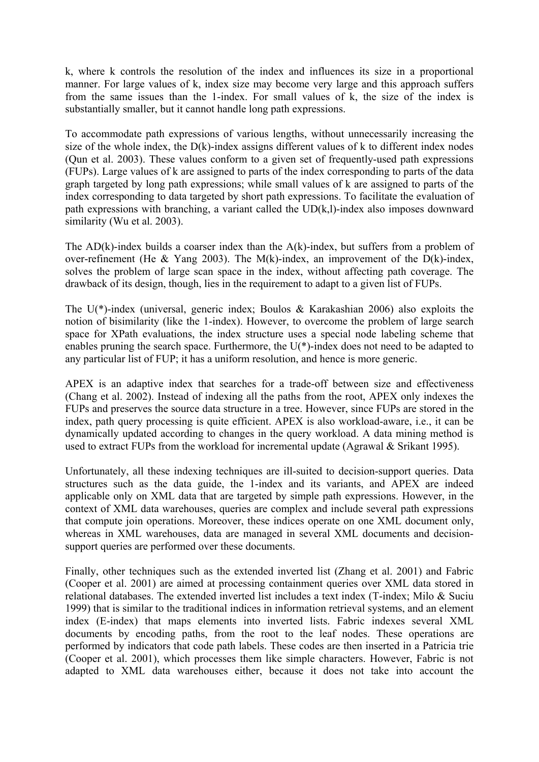k, where k controls the resolution of the index and influences its size in a proportional manner. For large values of k, index size may become very large and this approach suffers from the same issues than the 1-index. For small values of k, the size of the index is substantially smaller, but it cannot handle long path expressions.

To accommodate path expressions of various lengths, without unnecessarily increasing the size of the whole index, the D(k)-index assigns different values of k to different index nodes (Qun et al. 2003). These values conform to a given set of frequently-used path expressions (FUPs). Large values of k are assigned to parts of the index corresponding to parts of the data graph targeted by long path expressions; while small values of k are assigned to parts of the index corresponding to data targeted by short path expressions. To facilitate the evaluation of path expressions with branching, a variant called the UD(k,l)-index also imposes downward similarity (Wu et al. 2003).

The AD(k)-index builds a coarser index than the A(k)-index, but suffers from a problem of over-refinement (He & Yang 2003). The M(k)-index, an improvement of the D(k)-index, solves the problem of large scan space in the index, without affecting path coverage. The drawback of its design, though, lies in the requirement to adapt to a given list of FUPs.

The U(*)-index (universal, generic index; Boulos & Karakashian 2006) also exploits the notion of bisimilarity (like the 1-index). However, to overcome the problem of large search space for XPath evaluations, the index structure uses a special node labeling scheme that enables pruning the search space. Furthermore, the U(*)-index does not need to be adapted to any particular list of FUP; it has a uniform resolution, and hence is more generic.

APEX is an adaptive index that searches for a trade-off between size and effectiveness (Chang et al. 2002). Instead of indexing all the paths from the root, APEX only indexes the FUPs and preserves the source data structure in a tree. However, since FUPs are stored in the index, path query processing is quite efficient. APEX is also workload-aware, i.e., it can be dynamically updated according to changes in the query workload. A data mining method is used to extract FUPs from the workload for incremental update (Agrawal & Srikant 1995).

Unfortunately, all these indexing techniques are ill-suited to decision-support queries. Data structures such as the data guide, the 1-index and its variants, and APEX are indeed applicable only on XML data that are targeted by simple path expressions. However, in the context of XML data warehouses, queries are complex and include several path expressions that compute join operations. Moreover, these indices operate on one XML document only, whereas in XML warehouses, data are managed in several XML documents and decision-support queries are performed over these documents.

Finally, other techniques such as the extended inverted list (Zhang et al. 2001) and Fabric (Cooper et al. 2001) are aimed at processing containment queries over XML data stored in relational databases. The extended inverted list includes a text index (T-index; Milo & Suciu 1999) that is similar to the traditional indices in information retrieval systems, and an element index (E-index) that maps elements into inverted lists. Fabric indexes several XML documents by encoding paths, from the root to the leaf nodes. These operations are performed by indicators that code path labels. These codes are then inserted in a Patricia trie (Cooper et al. 2001), which processes them like simple characters. However, Fabric is not adapted to XML data warehouses either, because it does not take into account the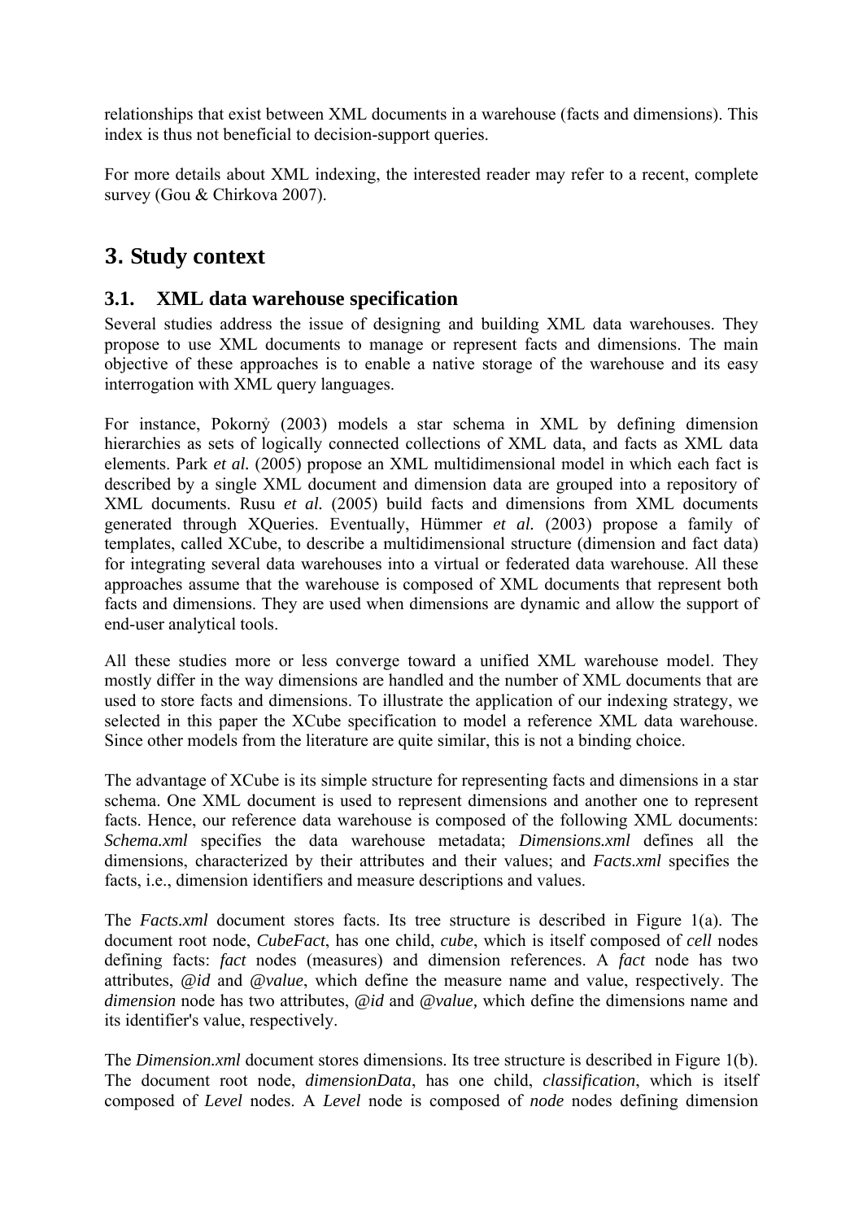relationships that exist between XML documents in a warehouse (facts and dimensions). This index is thus not beneficial to decision-support queries.

For more details about XML indexing, the interested reader may refer to a recent, complete survey (Gou & Chirkova 2007).

# 3. Study context

## 3.1. XML data warehouse specification

Several studies address the issue of designing and building XML data warehouses. They propose to use XML documents to manage or represent facts and dimensions. The main objective of these approaches is to enable a native storage of the warehouse and its easy interrogation with XML query languages.

For instance, Pokornỳ (2003) models a star schema in XML by defining dimension hierarchies as sets of logically connected collections of XML data, and facts as XML data elements. Park *et al.* (2005) propose an XML multidimensional model in which each fact is described by a single XML document and dimension data are grouped into a repository of XML documents. Rusu *et al.* (2005) build facts and dimensions from XML documents generated through XQueries. Eventually, Hümmer *et al.* (2003) propose a family of templates, called XCube, to describe a multidimensional structure (dimension and fact data) for integrating several data warehouses into a virtual or federated data warehouse. All these approaches assume that the warehouse is composed of XML documents that represent both facts and dimensions. They are used when dimensions are dynamic and allow the support of end-user analytical tools.

All these studies more or less converge toward a unified XML warehouse model. They mostly differ in the way dimensions are handled and the number of XML documents that are used to store facts and dimensions. To illustrate the application of our indexing strategy, we selected in this paper the XCube specification to model a reference XML data warehouse. Since other models from the literature are quite similar, this is not a binding choice.

The advantage of XCube is its simple structure for representing facts and dimensions in a star schema. One XML document is used to represent dimensions and another one to represent facts. Hence, our reference data warehouse is composed of the following XML documents: *Schema.xml* specifies the data warehouse metadata; *Dimensions.xml* defines all the dimensions, characterized by their attributes and their values; and *Facts.xml* specifies the facts, i.e., dimension identifiers and measure descriptions and values.

The *Facts.xml* document stores facts. Its tree structure is described in Figure 1(a). The document root node, *CubeFact*, has one child, *cube*, which is itself composed of *cell* nodes defining facts: *fact* nodes (measures) and dimension references. A *fact* node has two attributes, *@id* and *@value*, which define the measure name and value, respectively. The *dimension* node has two attributes, *@id* and *@value,* which define the dimensions name and its identifier's value, respectively.

The *Dimension.xml* document stores dimensions. Its tree structure is described in Figure 1(b). The document root node, *dimensionData*, has one child, *classification*, which is itself composed of *Level* nodes. A *Level* node is composed of *node* nodes defining dimension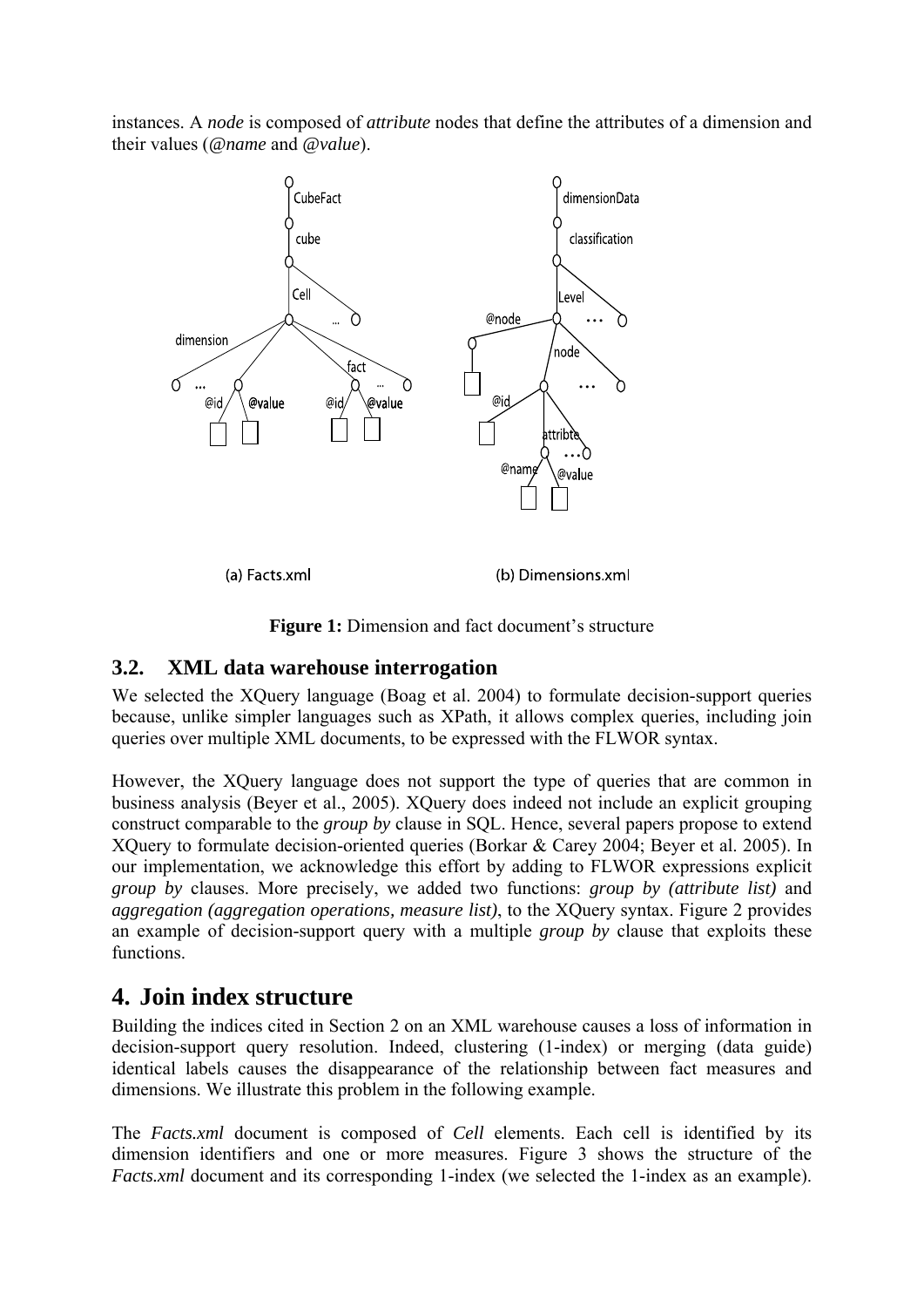instances. A *node* is composed of *attribute* nodes that define the attributes of a dimension and their values (*@name* and *@value*).

(a) Facts.xml (b) Dimensions.xml

**Figure 1:** Dimension and fact document's structure

### 3.2. XML data warehouse interrogation

We selected the XQuery language (Boag et al. 2004) to formulate decision-support queries because, unlike simpler languages such as XPath, it allows complex queries, including join queries over multiple XML documents, to be expressed with the FLWOR syntax.

However, the XQuery language does not support the type of queries that are common in business analysis (Beyer et al., 2005). XQuery does indeed not include an explicit grouping construct comparable to the *group by* clause in SQL. Hence, several papers propose to extend XQuery to formulate decision-oriented queries (Borkar & Carey 2004; Beyer et al. 2005). In our implementation, we acknowledge this effort by adding to FLWOR expressions explicit *group by* clauses. More precisely, we added two functions: *group by (attribute list)* and *aggregation (aggregation operations, measure list)*, to the XQuery syntax. Figure 2 provides an example of decision-support query with a multiple *group by* clause that exploits these functions.

## 4. Join index structure

Building the indices cited in Section 2 on an XML warehouse causes a loss of information in decision-support query resolution. Indeed, clustering (1-index) or merging (data guide) identical labels causes the disappearance of the relationship between fact measures and dimensions. We illustrate this problem in the following example.

The *Facts.xml* document is composed of *Cell* elements. Each cell is identified by its dimension identifiers and one or more measures. Figure 3 shows the structure of the *Facts.xml* document and its corresponding 1-index (we selected the 1-index as an example).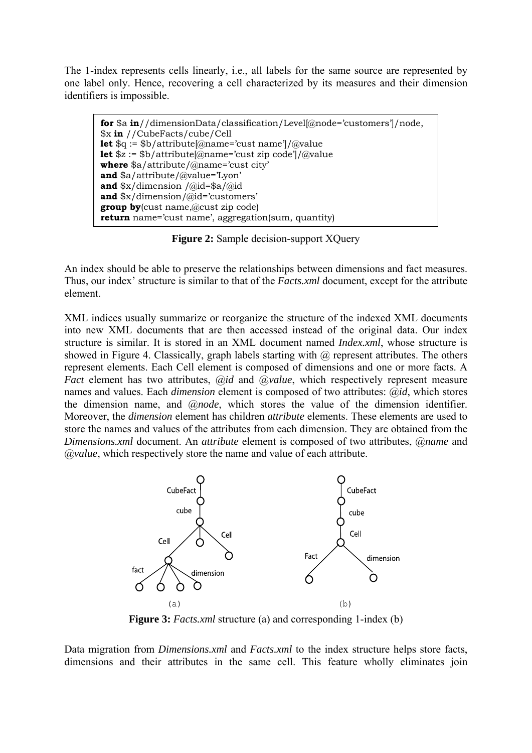The 1-index represents cells linearly, i.e., all labels for the same source are represented by one label only. Hence, recovering a cell characterized by its measures and their dimension identifiers is impossible.

```
for $a in//dimensionData/classification/Level[@node='customers']/node,
$x in //CubeFacts/cube/Cell
let $q := $b/attribute[@name='cust name']/@value
let $z := $b/attribute[@name='cust zip code']/@value
where $a/attribute/@name='cust city'
and $a/attribute/@value='Lyon'
and $x/dimension /@id=$a/@id
and $x/dimension/@id='customers'
group by(cust name,@cust zip code)
return name='cust name', aggregation(sum, quantity)
```

**Figure 2:** Sample decision-support XQuery

An index should be able to preserve the relationships between dimensions and fact measures. Thus, our index' structure is similar to that of the *Facts.xml* document, except for the attribute element.

XML indices usually summarize or reorganize the structure of the indexed XML documents into new XML documents that are then accessed instead of the original data. Our index structure is similar. It is stored in an XML document named *Index.xml*, whose structure is showed in Figure 4. Classically, graph labels starting with @ represent attributes. The others represent elements. Each Cell element is composed of dimensions and one or more facts. A *Fact* element has two attributes, *@id* and *@value*, which respectively represent measure names and values. Each *dimension* element is composed of two attributes: *@id*, which stores the dimension name, and *@node*, which stores the value of the dimension identifier. Moreover, the *dimension* element has children *attribute* elements. These elements are used to store the names and values of the attributes from each dimension. They are obtained from the *Dimensions.xml* document. An *attribute* element is composed of two attributes, *@name* and *@value*, which respectively store the name and value of each attribute.

**Figure 3:** *Facts.xml* structure (a) and corresponding 1-index (b)

Data migration from *Dimensions.xml* and *Facts.xml* to the index structure helps store facts, dimensions and their attributes in the same cell. This feature wholly eliminates join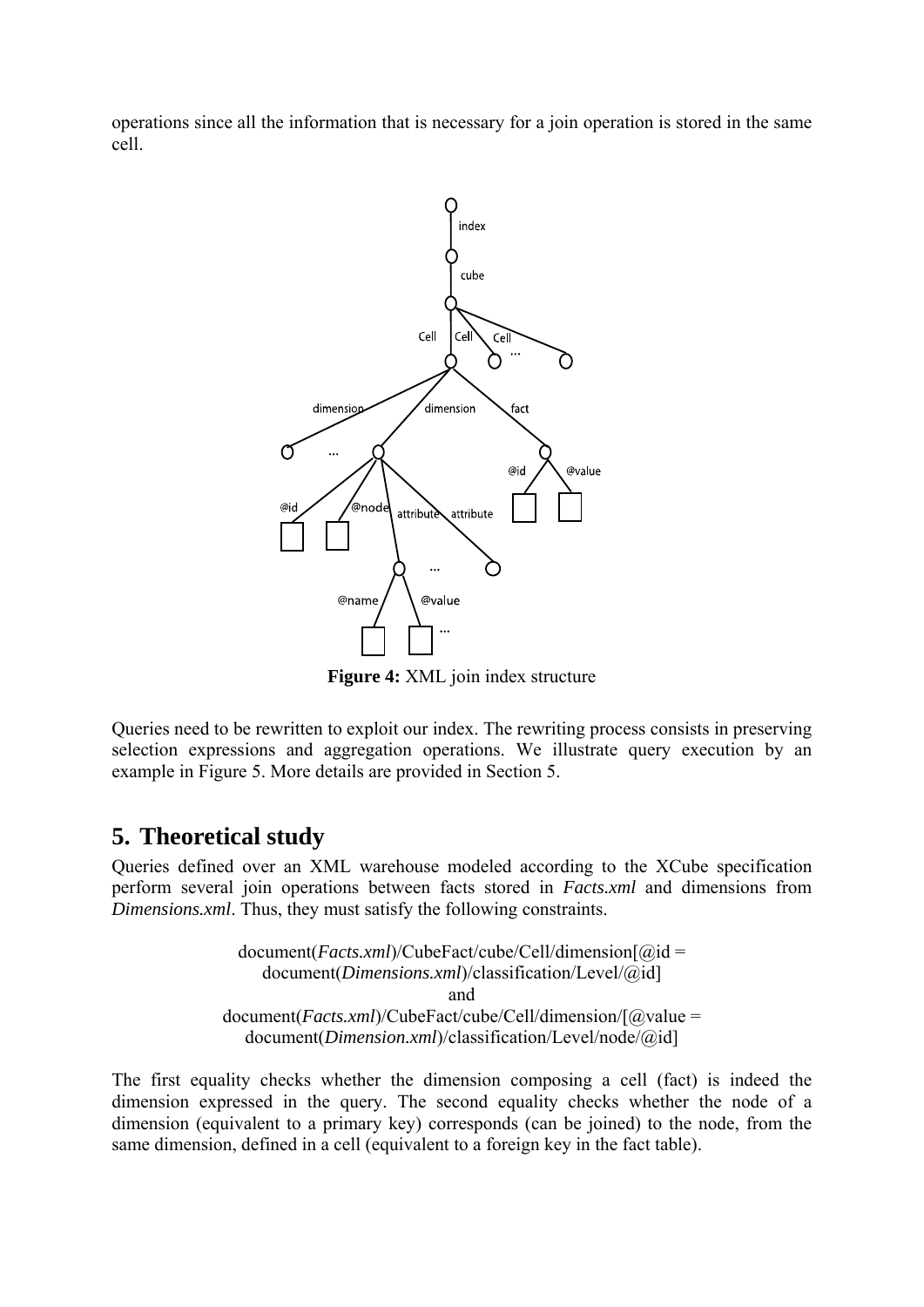operations since all the information that is necessary for a join operation is stored in the same cell.

**Figure 4:** XML join index structure

Queries need to be rewritten to exploit our index. The rewriting process consists in preserving selection expressions and aggregation operations. We illustrate query execution by an example in Figure 5. More details are provided in Section 5.

## 5. Theoretical study

Queries defined over an XML warehouse modeled according to the XCube specification perform several join operations between facts stored in *Facts.xml* and dimensions from *Dimensions.xml*. Thus, they must satisfy the following constraints.

document(*Facts.xml*)/CubeFact/cube/Cell/dimension[@id =
document(*Dimensions.xml*)/classification/Level/@id]
and
document(*Facts.xml*)/CubeFact/cube/Cell/dimension/[@value =
document(*Dimension.xml*)/classification/Level/node/@id]

The first equality checks whether the dimension composing a cell (fact) is indeed the dimension expressed in the query. The second equality checks whether the node of a dimension (equivalent to a primary key) corresponds (can be joined) to the node, from the same dimension, defined in a cell (equivalent to a foreign key in the fact table).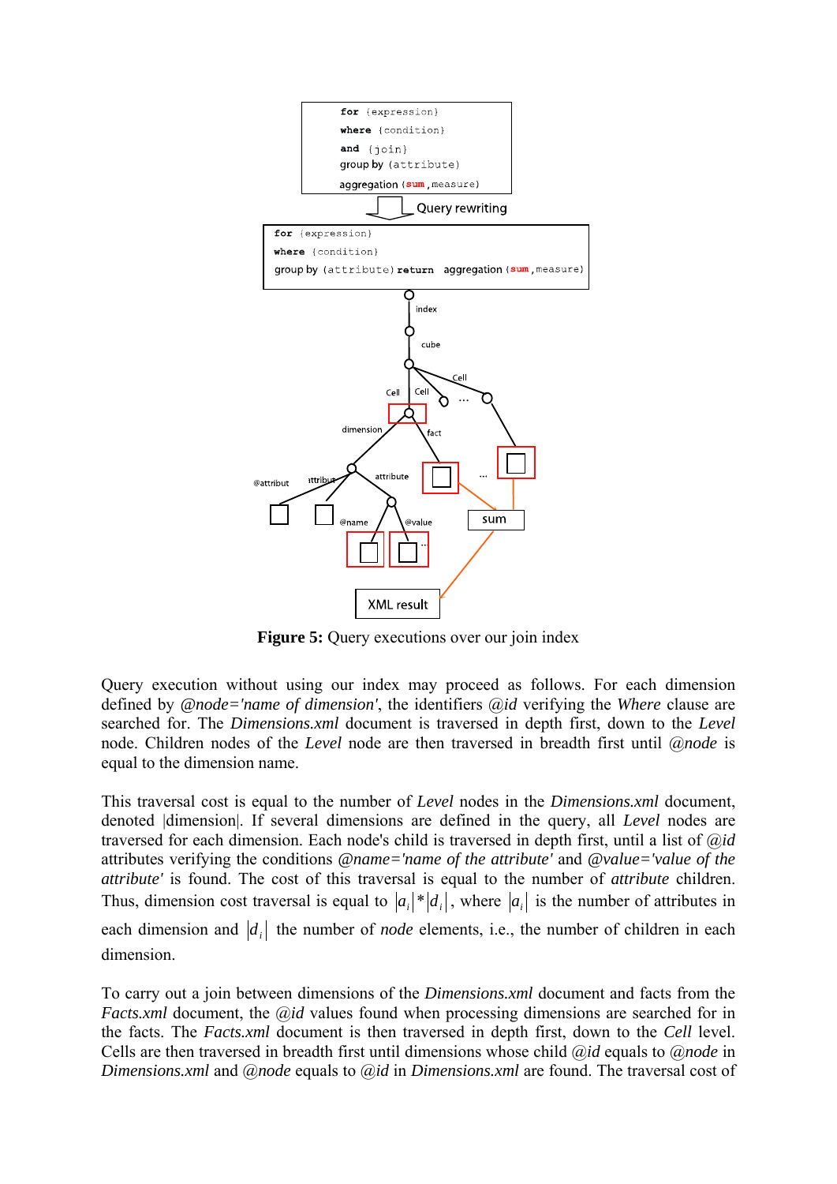```
for {expression}
where {condition}
and {join}
group by (attribute)
aggregation (sum,measure)
```

Query rewriting

```
for {expression}
where {condition}
group by (attribute) return  aggregation (sum,measure)
```

**Figure 5:** Query executions over our join index

Query execution without using our index may proceed as follows. For each dimension defined by *@node='name of dimension'*, the identifiers *@id* verifying the *Where* clause are searched for. The *Dimensions.xml* document is traversed in depth first, down to the *Level* node. Children nodes of the *Level* node are then traversed in breadth first until *@node* is equal to the dimension name.

This traversal cost is equal to the number of *Level* nodes in the *Dimensions.xml* document, denoted |dimension|. If several dimensions are defined in the query, all *Level* nodes are traversed for each dimension. Each node's child is traversed in depth first, until a list of *@id* attributes verifying the conditions *@name='name of the attribute'* and *@value='value of the attribute'* is found. The cost of this traversal is equal to the number of *attribute* children. Thus, dimension cost traversal is equal to $|a_i| * |d_i|$, where $|a_i|$ is the number of attributes in each dimension and $|d_i|$ the number of *node* elements, i.e., the number of children in each dimension.

To carry out a join between dimensions of the *Dimensions.xml* document and facts from the *Facts.xml* document, the *@id* values found when processing dimensions are searched for in the facts. The *Facts.xml* document is then traversed in depth first, down to the *Cell* level. Cells are then traversed in breadth first until dimensions whose child *@id* equals to *@node* in *Dimensions.xml* and *@node* equals to *@id* in *Dimensions.xml* are found. The traversal cost of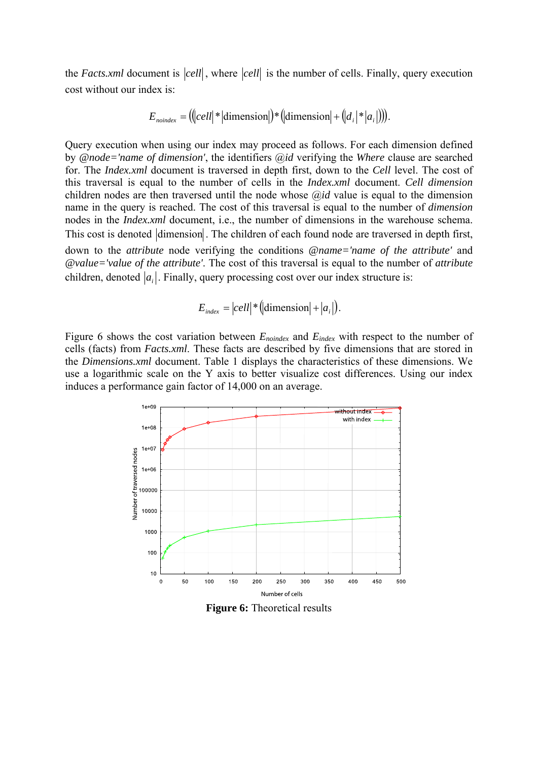the *Facts.xml* document is $|cell|$, where $|cell|$ is the number of cells. Finally, query execution cost without our index is:

$$E_{noindex} = \left(\left(|cell| * |\text{dimension}|\right) * \left(|\text{dimension}| + \left(|d_i| * |a_i|\right)\right)\right).$$

Query execution when using our index may proceed as follows. For each dimension defined by *@node='name of dimension'*, the identifiers *@id* verifying the *Where* clause are searched for. The *Index.xml* document is traversed in depth first, down to the *Cell* level. The cost of this traversal is equal to the number of cells in the *Index.xml* document. *Cell dimension* children nodes are then traversed until the node whose *@id* value is equal to the dimension name in the query is reached. The cost of this traversal is equal to the number of *dimension* nodes in the *Index.xml* document, i.e., the number of dimensions in the warehouse schema. This cost is denoted $|\text{dimension}|$. The children of each found node are traversed in depth first, down to the *attribute* node verifying the conditions *@name='name of the attribute'* and *@value='value of the attribute'*. The cost of this traversal is equal to the number of *attribute* children, denoted $|a_i|$. Finally, query processing cost over our index structure is:

$$E_{index} = |cell| * \left(|\text{dimension}| + |a_i|\right).$$

Figure 6 shows the cost variation between $E_{noindex}$ and $E_{index}$ with respect to the number of cells (facts) from *Facts.xml*. These facts are described by five dimensions that are stored in the *Dimensions.xml* document. Table 1 displays the characteristics of these dimensions. We use a logarithmic scale on the Y axis to better visualize cost differences. Using our index induces a performance gain factor of 14,000 on an average.

**Figure 6:** Theoretical results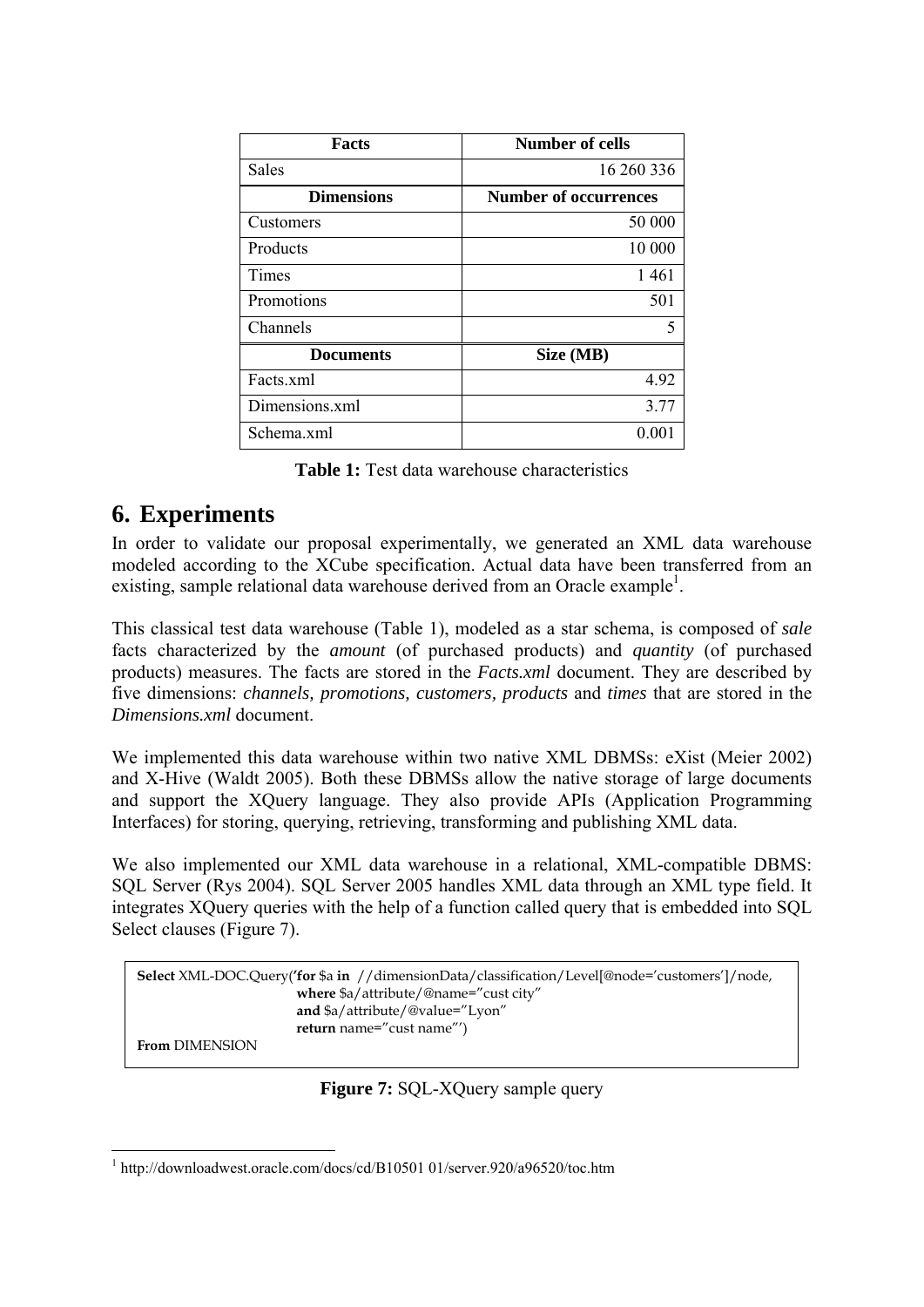| Facts | Number of cells |
|---|---|
| Sales | 16 260 336 |
| **Dimensions** | **Number of occurrences** |
| Customers | 50 000 |
| Products | 10 000 |
| Times | 1 461 |
| Promotions | 501 |
| Channels | 5 |
| **Documents** | **Size (MB)** |
| Facts.xml | 4.92 |
| Dimensions.xml | 3.77 |
| Schema.xml | 0.001 |

**Table 1:** Test data warehouse characteristics

# 6. Experiments

In order to validate our proposal experimentally, we generated an XML data warehouse modeled according to the XCube specification. Actual data have been transferred from an existing, sample relational data warehouse derived from an Oracle example[1].

This classical test data warehouse (Table 1), modeled as a star schema, is composed of *sale* facts characterized by the *amount* (of purchased products) and *quantity* (of purchased products) measures. The facts are stored in the *Facts.xml* document. They are described by five dimensions: *channels, promotions, customers, products* and *times* that are stored in the *Dimensions.xml* document.

We implemented this data warehouse within two native XML DBMSs: eXist (Meier 2002) and X-Hive (Waldt 2005). Both these DBMSs allow the native storage of large documents and support the XQuery language. They also provide APIs (Application Programming Interfaces) for storing, querying, retrieving, transforming and publishing XML data.

We also implemented our XML data warehouse in a relational, XML-compatible DBMS: SQL Server (Rys 2004). SQL Server 2005 handles XML data through an XML type field. It integrates XQuery queries with the help of a function called query that is embedded into SQL Select clauses (Figure 7).

```
Select XML-DOC.Query('for $a in //dimensionData/classification/Level[@node='customers']/node,
                     where $a/attribute/@name="cust city"
                     and $a/attribute/@value="Lyon"
                     return name="cust name"')
From DIMENSION
```

**Figure 7:** SQL-XQuery sample query

[1] http://downloadwest.oracle.com/docs/cd/B10501 01/server.920/a96520/toc.htm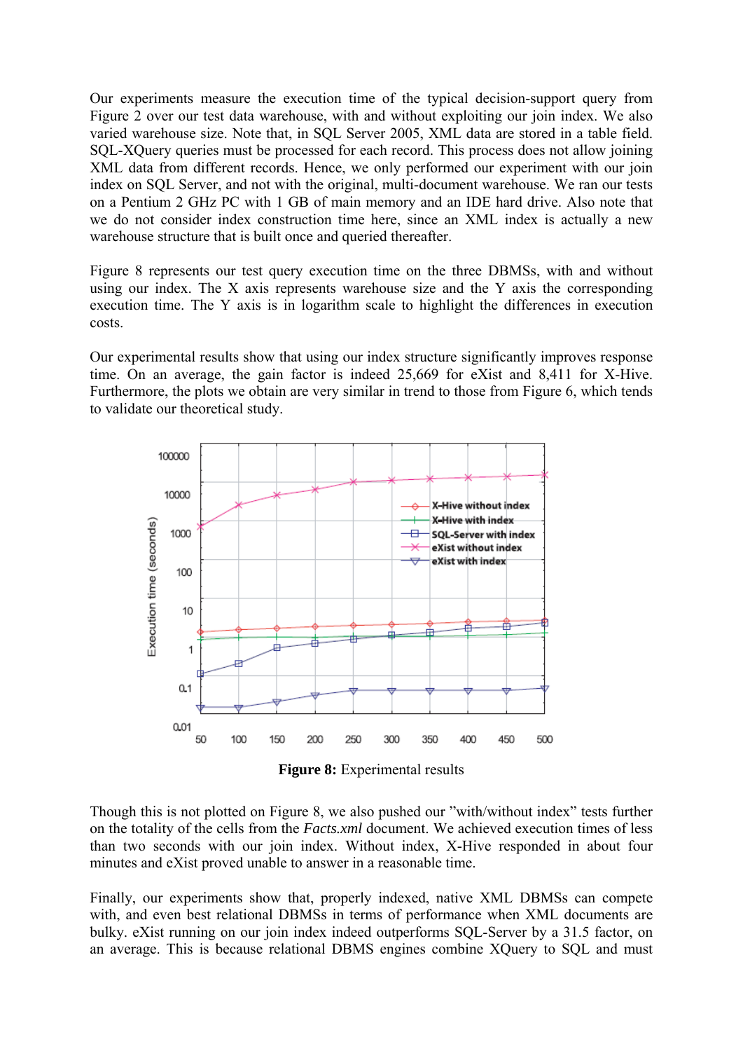Our experiments measure the execution time of the typical decision-support query from Figure 2 over our test data warehouse, with and without exploiting our join index. We also varied warehouse size. Note that, in SQL Server 2005, XML data are stored in a table field. SQL-XQuery queries must be processed for each record. This process does not allow joining XML data from different records. Hence, we only performed our experiment with our join index on SQL Server, and not with the original, multi-document warehouse. We ran our tests on a Pentium 2 GHz PC with 1 GB of main memory and an IDE hard drive. Also note that we do not consider index construction time here, since an XML index is actually a new warehouse structure that is built once and queried thereafter.

Figure 8 represents our test query execution time on the three DBMSs, with and without using our index. The X axis represents warehouse size and the Y axis the corresponding execution time. The Y axis is in logarithm scale to highlight the differences in execution costs.

Our experimental results show that using our index structure significantly improves response time. On an average, the gain factor is indeed 25,669 for eXist and 8,411 for X-Hive. Furthermore, the plots we obtain are very similar in trend to those from Figure 6, which tends to validate our theoretical study.

**Figure 8:** Experimental results

Though this is not plotted on Figure 8, we also pushed our "with/without index" tests further on the totality of the cells from the *Facts.xml* document. We achieved execution times of less than two seconds with our join index. Without index, X-Hive responded in about four minutes and eXist proved unable to answer in a reasonable time.

Finally, our experiments show that, properly indexed, native XML DBMSs can compete with, and even best relational DBMSs in terms of performance when XML documents are bulky. eXist running on our join index indeed outperforms SQL-Server by a 31.5 factor, on an average. This is because relational DBMS engines combine XQuery to SQL and must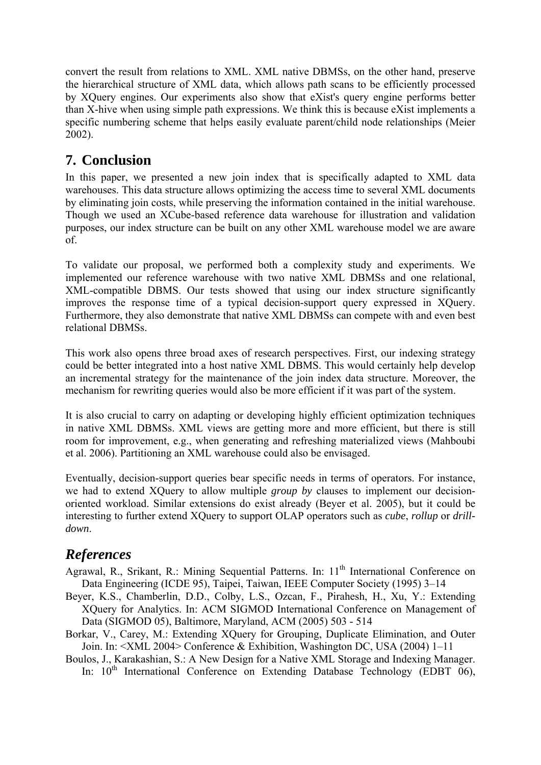convert the result from relations to XML. XML native DBMSs, on the other hand, preserve the hierarchical structure of XML data, which allows path scans to be efficiently processed by XQuery engines. Our experiments also show that eXist's query engine performs better than X-hive when using simple path expressions. We think this is because eXist implements a specific numbering scheme that helps easily evaluate parent/child node relationships (Meier 2002).

## 7. Conclusion

In this paper, we presented a new join index that is specifically adapted to XML data warehouses. This data structure allows optimizing the access time to several XML documents by eliminating join costs, while preserving the information contained in the initial warehouse. Though we used an XCube-based reference data warehouse for illustration and validation purposes, our index structure can be built on any other XML warehouse model we are aware of.

To validate our proposal, we performed both a complexity study and experiments. We implemented our reference warehouse with two native XML DBMSs and one relational, XML-compatible DBMS. Our tests showed that using our index structure significantly improves the response time of a typical decision-support query expressed in XQuery. Furthermore, they also demonstrate that native XML DBMSs can compete with and even best relational DBMSs.

This work also opens three broad axes of research perspectives. First, our indexing strategy could be better integrated into a host native XML DBMS. This would certainly help develop an incremental strategy for the maintenance of the join index data structure. Moreover, the mechanism for rewriting queries would also be more efficient if it was part of the system.

It is also crucial to carry on adapting or developing highly efficient optimization techniques in native XML DBMSs. XML views are getting more and more efficient, but there is still room for improvement, e.g., when generating and refreshing materialized views (Mahboubi et al. 2006). Partitioning an XML warehouse could also be envisaged.

Eventually, decision-support queries bear specific needs in terms of operators. For instance, we had to extend XQuery to allow multiple *group by* clauses to implement our decision-oriented workload. Similar extensions do exist already (Beyer et al. 2005), but it could be interesting to further extend XQuery to support OLAP operators such as *cube*, *rollup* or *drill-down*.

## *References*

Agrawal, R., Srikant, R.: Mining Sequential Patterns. In: 11th International Conference on Data Engineering (ICDE 95), Taipei, Taiwan, IEEE Computer Society (1995) 3–14

Beyer, K.S., Chamberlin, D.D., Colby, L.S., Ozcan, F., Pirahesh, H., Xu, Y.: Extending XQuery for Analytics. In: ACM SIGMOD International Conference on Management of Data (SIGMOD 05), Baltimore, Maryland, ACM (2005) 503 - 514

Borkar, V., Carey, M.: Extending XQuery for Grouping, Duplicate Elimination, and Outer Join. In: <XML 2004> Conference & Exhibition, Washington DC, USA (2004) 1–11

Boulos, J., Karakashian, S.: A New Design for a Native XML Storage and Indexing Manager. In: 10th International Conference on Extending Database Technology (EDBT 06),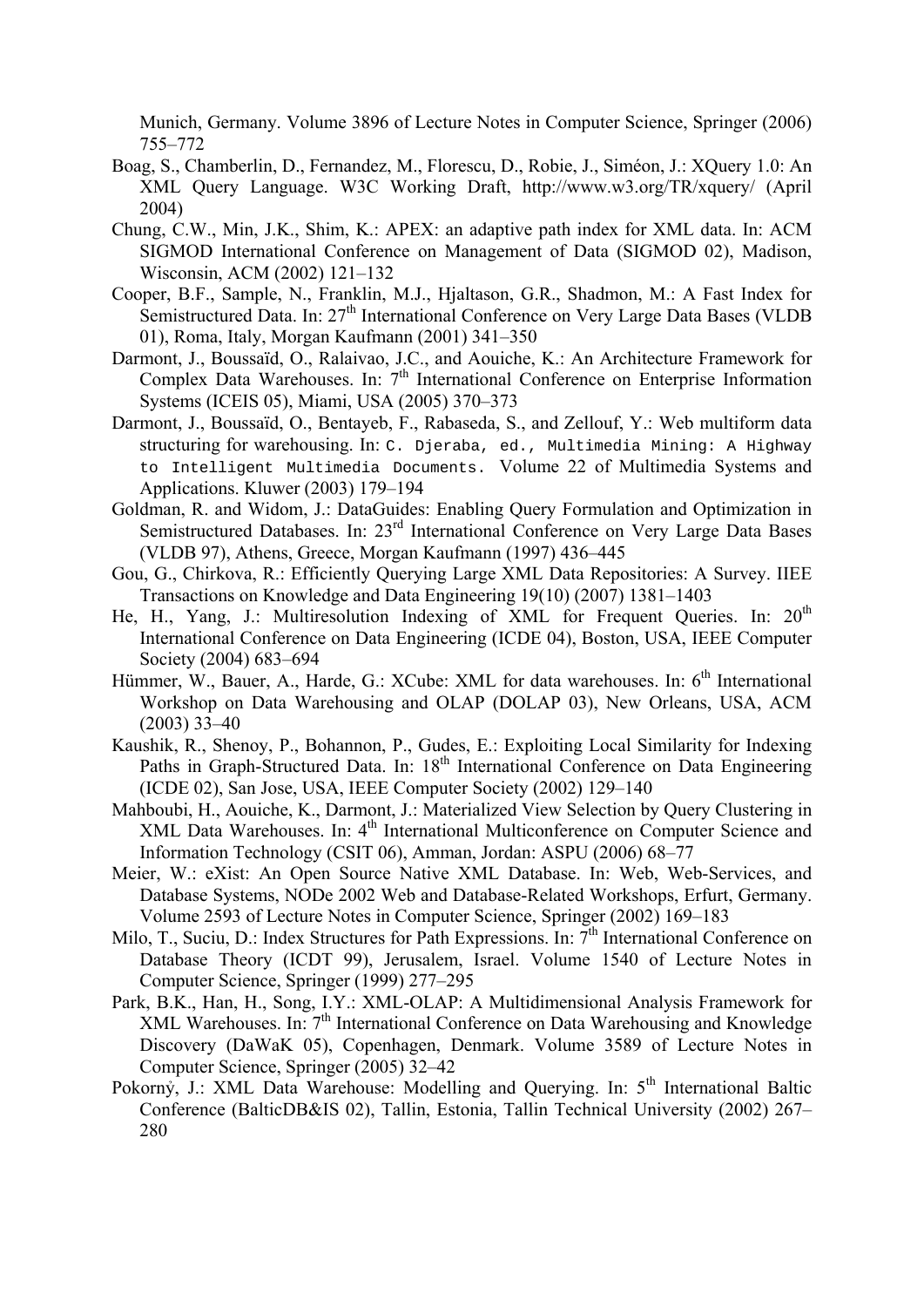Munich, Germany. Volume 3896 of Lecture Notes in Computer Science, Springer (2006) 755–772

Boag, S., Chamberlin, D., Fernandez, M., Florescu, D., Robie, J., Siméon, J.: XQuery 1.0: An XML Query Language. W3C Working Draft, http://www.w3.org/TR/xquery/ (April 2004)

Chung, C.W., Min, J.K., Shim, K.: APEX: an adaptive path index for XML data. In: ACM SIGMOD International Conference on Management of Data (SIGMOD 02), Madison, Wisconsin, ACM (2002) 121–132

Cooper, B.F., Sample, N., Franklin, M.J., Hjaltason, G.R., Shadmon, M.: A Fast Index for Semistructured Data. In: 27th International Conference on Very Large Data Bases (VLDB 01), Roma, Italy, Morgan Kaufmann (2001) 341–350

Darmont, J., Boussaïd, O., Ralaivao, J.C., and Aouiche, K.: An Architecture Framework for Complex Data Warehouses. In: 7th International Conference on Enterprise Information Systems (ICEIS 05), Miami, USA (2005) 370–373

Darmont, J., Boussaïd, O., Bentayeb, F., Rabaseda, S., and Zellouf, Y.: Web multiform data structuring for warehousing. In: C. Djeraba, ed., Multimedia Mining: A Highway to Intelligent Multimedia Documents. Volume 22 of Multimedia Systems and Applications. Kluwer (2003) 179–194

Goldman, R. and Widom, J.: DataGuides: Enabling Query Formulation and Optimization in Semistructured Databases. In: 23rd International Conference on Very Large Data Bases (VLDB 97), Athens, Greece, Morgan Kaufmann (1997) 436–445

Gou, G., Chirkova, R.: Efficiently Querying Large XML Data Repositories: A Survey. IIEE Transactions on Knowledge and Data Engineering 19(10) (2007) 1381–1403

He, H., Yang, J.: Multiresolution Indexing of XML for Frequent Queries. In: 20th International Conference on Data Engineering (ICDE 04), Boston, USA, IEEE Computer Society (2004) 683–694

Hümmer, W., Bauer, A., Harde, G.: XCube: XML for data warehouses. In: 6th International Workshop on Data Warehousing and OLAP (DOLAP 03), New Orleans, USA, ACM (2003) 33–40

Kaushik, R., Shenoy, P., Bohannon, P., Gudes, E.: Exploiting Local Similarity for Indexing Paths in Graph-Structured Data. In: 18th International Conference on Data Engineering (ICDE 02), San Jose, USA, IEEE Computer Society (2002) 129–140

Mahboubi, H., Aouiche, K., Darmont, J.: Materialized View Selection by Query Clustering in XML Data Warehouses. In: 4th International Multiconference on Computer Science and Information Technology (CSIT 06), Amman, Jordan: ASPU (2006) 68–77

Meier, W.: eXist: An Open Source Native XML Database. In: Web, Web-Services, and Database Systems, NODe 2002 Web and Database-Related Workshops, Erfurt, Germany. Volume 2593 of Lecture Notes in Computer Science, Springer (2002) 169–183

Milo, T., Suciu, D.: Index Structures for Path Expressions. In: 7th International Conference on Database Theory (ICDT 99), Jerusalem, Israel. Volume 1540 of Lecture Notes in Computer Science, Springer (1999) 277–295

Park, B.K., Han, H., Song, I.Y.: XML-OLAP: A Multidimensional Analysis Framework for XML Warehouses. In: 7th International Conference on Data Warehousing and Knowledge Discovery (DaWaK 05), Copenhagen, Denmark. Volume 3589 of Lecture Notes in Computer Science, Springer (2005) 32–42

Pokorný, J.: XML Data Warehouse: Modelling and Querying. In: 5th International Baltic Conference (BalticDB&IS 02), Tallin, Estonia, Tallin Technical University (2002) 267–280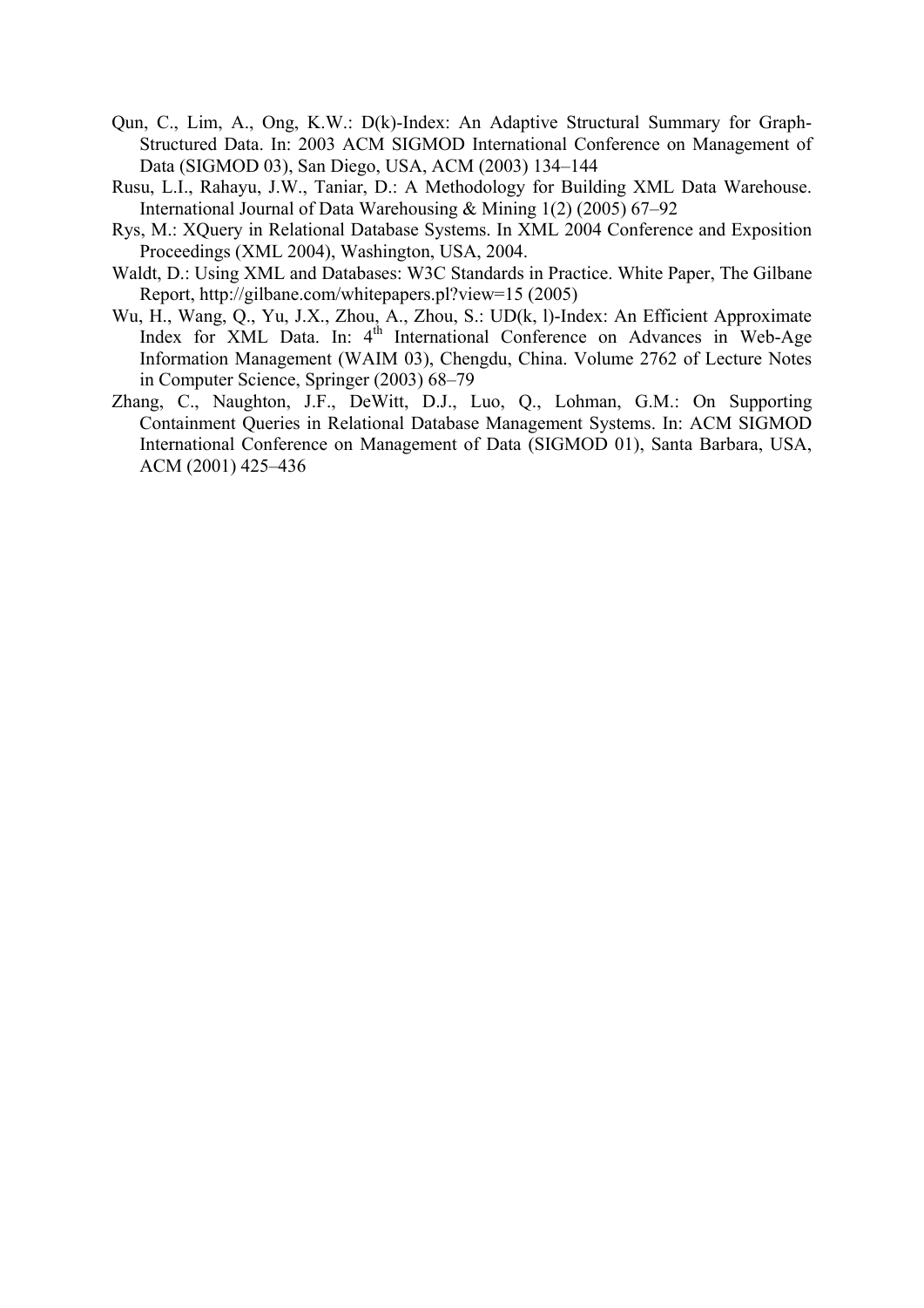Qun, C., Lim, A., Ong, K.W.: D(k)-Index: An Adaptive Structural Summary for Graph-Structured Data. In: 2003 ACM SIGMOD International Conference on Management of Data (SIGMOD 03), San Diego, USA, ACM (2003) 134–144

Rusu, L.I., Rahayu, J.W., Taniar, D.: A Methodology for Building XML Data Warehouse. International Journal of Data Warehousing & Mining 1(2) (2005) 67–92

Rys, M.: XQuery in Relational Database Systems. In XML 2004 Conference and Exposition Proceedings (XML 2004), Washington, USA, 2004.

Waldt, D.: Using XML and Databases: W3C Standards in Practice. White Paper, The Gilbane Report, http://gilbane.com/whitepapers.pl?view=15 (2005)

Wu, H., Wang, Q., Yu, J.X., Zhou, A., Zhou, S.: UD(k, l)-Index: An Efficient Approximate Index for XML Data. In: 4th International Conference on Advances in Web-Age Information Management (WAIM 03), Chengdu, China. Volume 2762 of Lecture Notes in Computer Science, Springer (2003) 68–79

Zhang, C., Naughton, J.F., DeWitt, D.J., Luo, Q., Lohman, G.M.: On Supporting Containment Queries in Relational Database Management Systems. In: ACM SIGMOD International Conference on Management of Data (SIGMOD 01), Santa Barbara, USA, ACM (2001) 425–436